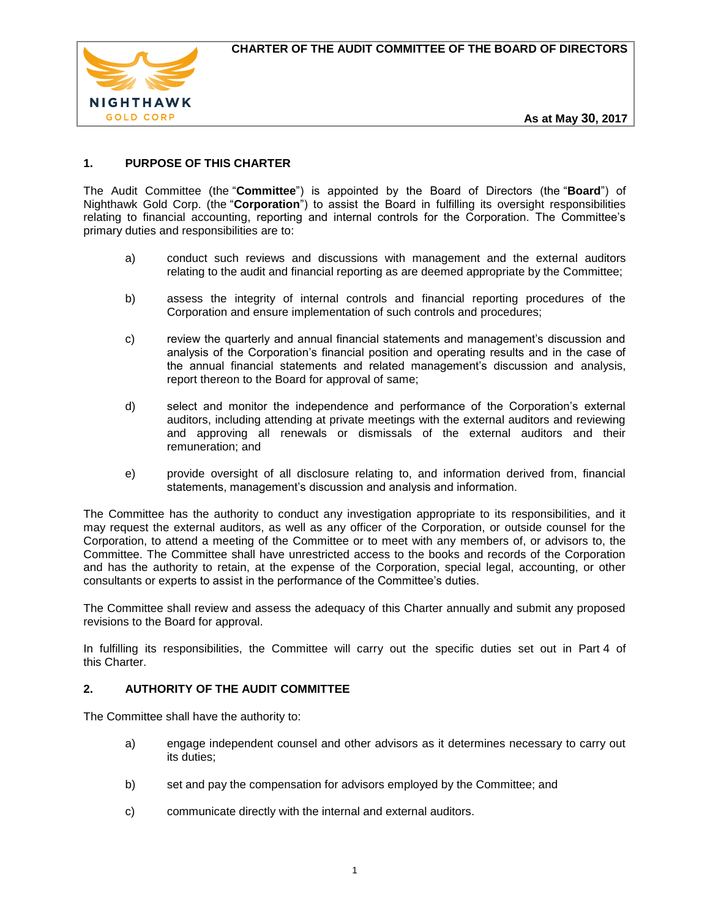# CHARTER OF THE AUDIT COMMITTEE OF THE BOARD OF DIRECTORS

**As at May 30, 2017**

## 1. PURPOSE OF THIS CHARTER

The Audit Committee (the "**Committee**") is appointed by the Board of Directors (the "**Board**") of Nighthawk Gold Corp. (the "**Corporation**") to assist the Board in fulfilling its oversight responsibilities relating to financial accounting, reporting and internal controls for the Corporation. The Committee's primary duties and responsibilities are to:

a) conduct such reviews and discussions with management and the external auditors relating to the audit and financial reporting as are deemed appropriate by the Committee;

b) assess the integrity of internal controls and financial reporting procedures of the Corporation and ensure implementation of such controls and procedures;

c) review the quarterly and annual financial statements and management's discussion and analysis of the Corporation's financial position and operating results and in the case of the annual financial statements and related management's discussion and analysis, report thereon to the Board for approval of same;

d) select and monitor the independence and performance of the Corporation's external auditors, including attending at private meetings with the external auditors and reviewing and approving all renewals or dismissals of the external auditors and their remuneration; and

e) provide oversight of all disclosure relating to, and information derived from, financial statements, management's discussion and analysis and information.

The Committee has the authority to conduct any investigation appropriate to its responsibilities, and it may request the external auditors, as well as any officer of the Corporation, or outside counsel for the Corporation, to attend a meeting of the Committee or to meet with any members of, or advisors to, the Committee. The Committee shall have unrestricted access to the books and records of the Corporation and has the authority to retain, at the expense of the Corporation, special legal, accounting, or other consultants or experts to assist in the performance of the Committee's duties.

The Committee shall review and assess the adequacy of this Charter annually and submit any proposed revisions to the Board for approval.

In fulfilling its responsibilities, the Committee will carry out the specific duties set out in Part 4 of this Charter.

## 2. AUTHORITY OF THE AUDIT COMMITTEE

The Committee shall have the authority to:

a) engage independent counsel and other advisors as it determines necessary to carry out its duties;

b) set and pay the compensation for advisors employed by the Committee; and

c) communicate directly with the internal and external auditors.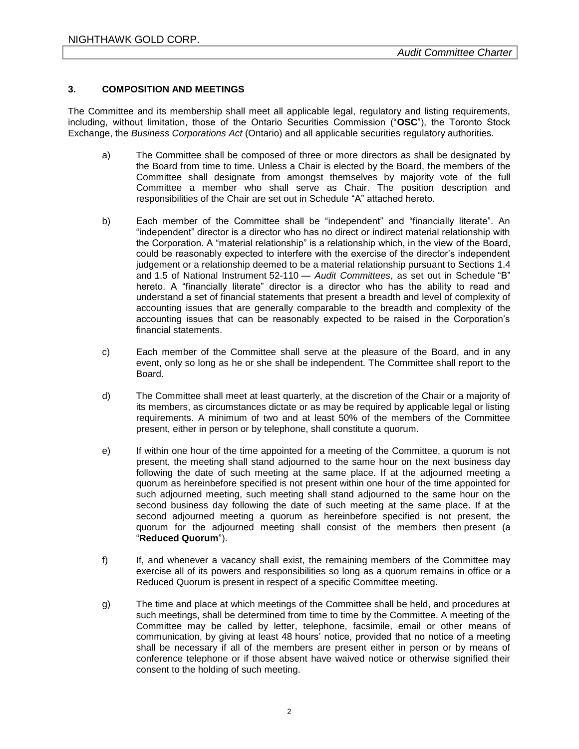### 3. COMPOSITION AND MEETINGS

The Committee and its membership shall meet all applicable legal, regulatory and listing requirements, including, without limitation, those of the Ontario Securities Commission ("**OSC**"), the Toronto Stock Exchange, the *Business Corporations Act* (Ontario) and all applicable securities regulatory authorities.

a) The Committee shall be composed of three or more directors as shall be designated by the Board from time to time. Unless a Chair is elected by the Board, the members of the Committee shall designate from amongst themselves by majority vote of the full Committee a member who shall serve as Chair. The position description and responsibilities of the Chair are set out in Schedule "A" attached hereto.

b) Each member of the Committee shall be "independent" and "financially literate". An "independent" director is a director who has no direct or indirect material relationship with the Corporation. A "material relationship" is a relationship which, in the view of the Board, could be reasonably expected to interfere with the exercise of the director's independent judgement or a relationship deemed to be a material relationship pursuant to Sections 1.4 and 1.5 of National Instrument 52-110 — *Audit Committees*, as set out in Schedule "B" hereto. A "financially literate" director is a director who has the ability to read and understand a set of financial statements that present a breadth and level of complexity of accounting issues that are generally comparable to the breadth and complexity of the accounting issues that can be reasonably expected to be raised in the Corporation's financial statements.

c) Each member of the Committee shall serve at the pleasure of the Board, and in any event, only so long as he or she shall be independent. The Committee shall report to the Board.

d) The Committee shall meet at least quarterly, at the discretion of the Chair or a majority of its members, as circumstances dictate or as may be required by applicable legal or listing requirements. A minimum of two and at least 50% of the members of the Committee present, either in person or by telephone, shall constitute a quorum.

e) If within one hour of the time appointed for a meeting of the Committee, a quorum is not present, the meeting shall stand adjourned to the same hour on the next business day following the date of such meeting at the same place. If at the adjourned meeting a quorum as hereinbefore specified is not present within one hour of the time appointed for such adjourned meeting, such meeting shall stand adjourned to the same hour on the second business day following the date of such meeting at the same place. If at the second adjourned meeting a quorum as hereinbefore specified is not present, the quorum for the adjourned meeting shall consist of the members then present (a "**Reduced Quorum**").

f) If, and whenever a vacancy shall exist, the remaining members of the Committee may exercise all of its powers and responsibilities so long as a quorum remains in office or a Reduced Quorum is present in respect of a specific Committee meeting.

g) The time and place at which meetings of the Committee shall be held, and procedures at such meetings, shall be determined from time to time by the Committee. A meeting of the Committee may be called by letter, telephone, facsimile, email or other means of communication, by giving at least 48 hours' notice, provided that no notice of a meeting shall be necessary if all of the members are present either in person or by means of conference telephone or if those absent have waived notice or otherwise signified their consent to the holding of such meeting.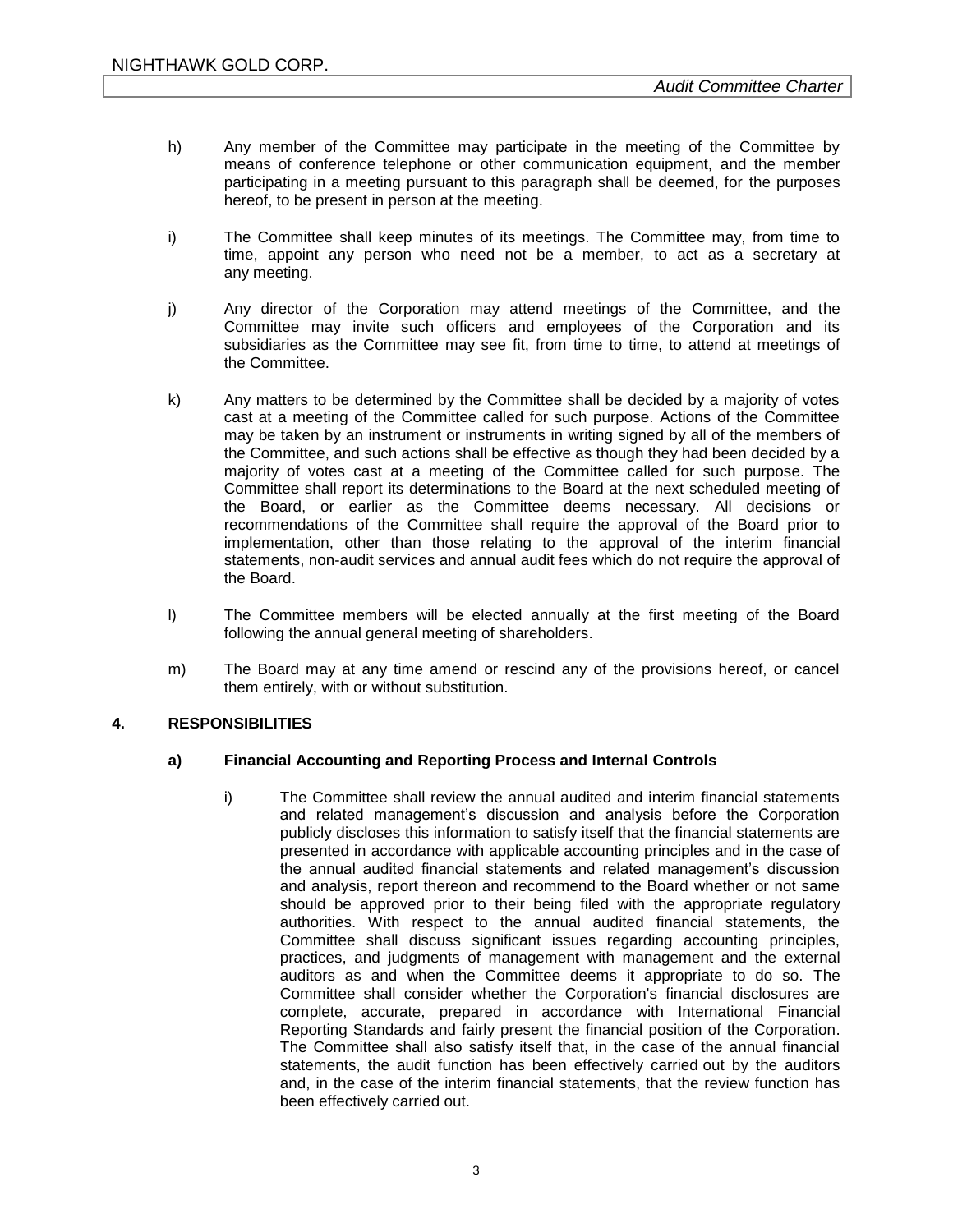h) Any member of the Committee may participate in the meeting of the Committee by means of conference telephone or other communication equipment, and the member participating in a meeting pursuant to this paragraph shall be deemed, for the purposes hereof, to be present in person at the meeting.

i) The Committee shall keep minutes of its meetings. The Committee may, from time to time, appoint any person who need not be a member, to act as a secretary at any meeting.

j) Any director of the Corporation may attend meetings of the Committee, and the Committee may invite such officers and employees of the Corporation and its subsidiaries as the Committee may see fit, from time to time, to attend at meetings of the Committee.

k) Any matters to be determined by the Committee shall be decided by a majority of votes cast at a meeting of the Committee called for such purpose. Actions of the Committee may be taken by an instrument or instruments in writing signed by all of the members of the Committee, and such actions shall be effective as though they had been decided by a majority of votes cast at a meeting of the Committee called for such purpose. The Committee shall report its determinations to the Board at the next scheduled meeting of the Board, or earlier as the Committee deems necessary. All decisions or recommendations of the Committee shall require the approval of the Board prior to implementation, other than those relating to the approval of the interim financial statements, non-audit services and annual audit fees which do not require the approval of the Board.

l) The Committee members will be elected annually at the first meeting of the Board following the annual general meeting of shareholders.

m) The Board may at any time amend or rescind any of the provisions hereof, or cancel them entirely, with or without substitution.

## 4. RESPONSIBILITIES

### a) Financial Accounting and Reporting Process and Internal Controls

i) The Committee shall review the annual audited and interim financial statements and related management's discussion and analysis before the Corporation publicly discloses this information to satisfy itself that the financial statements are presented in accordance with applicable accounting principles and in the case of the annual audited financial statements and related management's discussion and analysis, report thereon and recommend to the Board whether or not same should be approved prior to their being filed with the appropriate regulatory authorities. With respect to the annual audited financial statements, the Committee shall discuss significant issues regarding accounting principles, practices, and judgments of management with management and the external auditors as and when the Committee deems it appropriate to do so. The Committee shall consider whether the Corporation's financial disclosures are complete, accurate, prepared in accordance with International Financial Reporting Standards and fairly present the financial position of the Corporation. The Committee shall also satisfy itself that, in the case of the annual financial statements, the audit function has been effectively carried out by the auditors and, in the case of the interim financial statements, that the review function has been effectively carried out.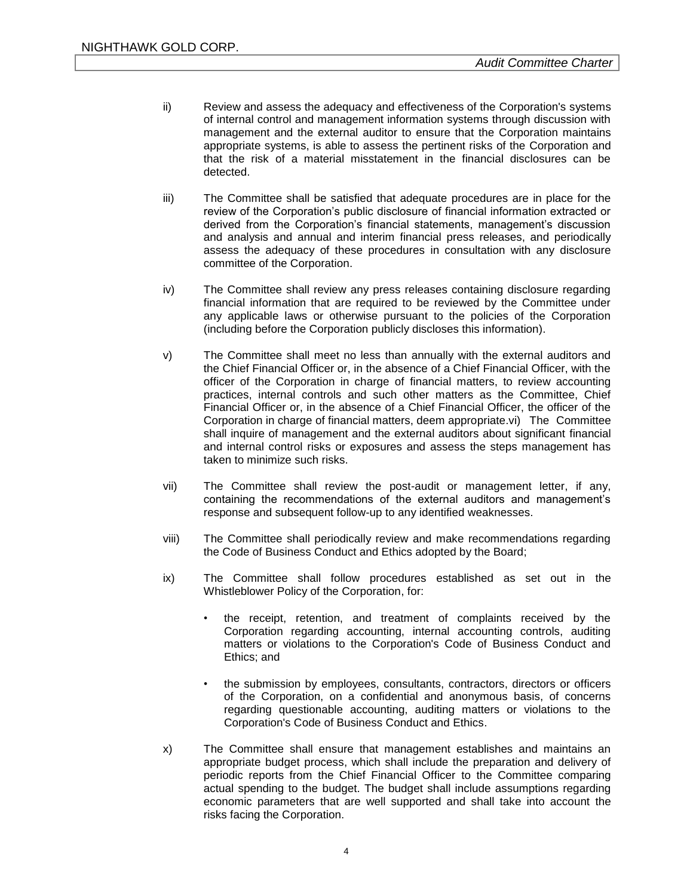ii) Review and assess the adequacy and effectiveness of the Corporation's systems of internal control and management information systems through discussion with management and the external auditor to ensure that the Corporation maintains appropriate systems, is able to assess the pertinent risks of the Corporation and that the risk of a material misstatement in the financial disclosures can be detected.

iii) The Committee shall be satisfied that adequate procedures are in place for the review of the Corporation's public disclosure of financial information extracted or derived from the Corporation's financial statements, management's discussion and analysis and annual and interim financial press releases, and periodically assess the adequacy of these procedures in consultation with any disclosure committee of the Corporation.

iv) The Committee shall review any press releases containing disclosure regarding financial information that are required to be reviewed by the Committee under any applicable laws or otherwise pursuant to the policies of the Corporation (including before the Corporation publicly discloses this information).

v) The Committee shall meet no less than annually with the external auditors and the Chief Financial Officer or, in the absence of a Chief Financial Officer, with the officer of the Corporation in charge of financial matters, to review accounting practices, internal controls and such other matters as the Committee, Chief Financial Officer or, in the absence of a Chief Financial Officer, the officer of the Corporation in charge of financial matters, deem appropriate.vi) The Committee shall inquire of management and the external auditors about significant financial and internal control risks or exposures and assess the steps management has taken to minimize such risks.

vii) The Committee shall review the post-audit or management letter, if any, containing the recommendations of the external auditors and management's response and subsequent follow-up to any identified weaknesses.

viii) The Committee shall periodically review and make recommendations regarding the Code of Business Conduct and Ethics adopted by the Board;

ix) The Committee shall follow procedures established as set out in the Whistleblower Policy of the Corporation, for:

- the receipt, retention, and treatment of complaints received by the Corporation regarding accounting, internal accounting controls, auditing matters or violations to the Corporation's Code of Business Conduct and Ethics; and

- the submission by employees, consultants, contractors, directors or officers of the Corporation, on a confidential and anonymous basis, of concerns regarding questionable accounting, auditing matters or violations to the Corporation's Code of Business Conduct and Ethics.

x) The Committee shall ensure that management establishes and maintains an appropriate budget process, which shall include the preparation and delivery of periodic reports from the Chief Financial Officer to the Committee comparing actual spending to the budget. The budget shall include assumptions regarding economic parameters that are well supported and shall take into account the risks facing the Corporation.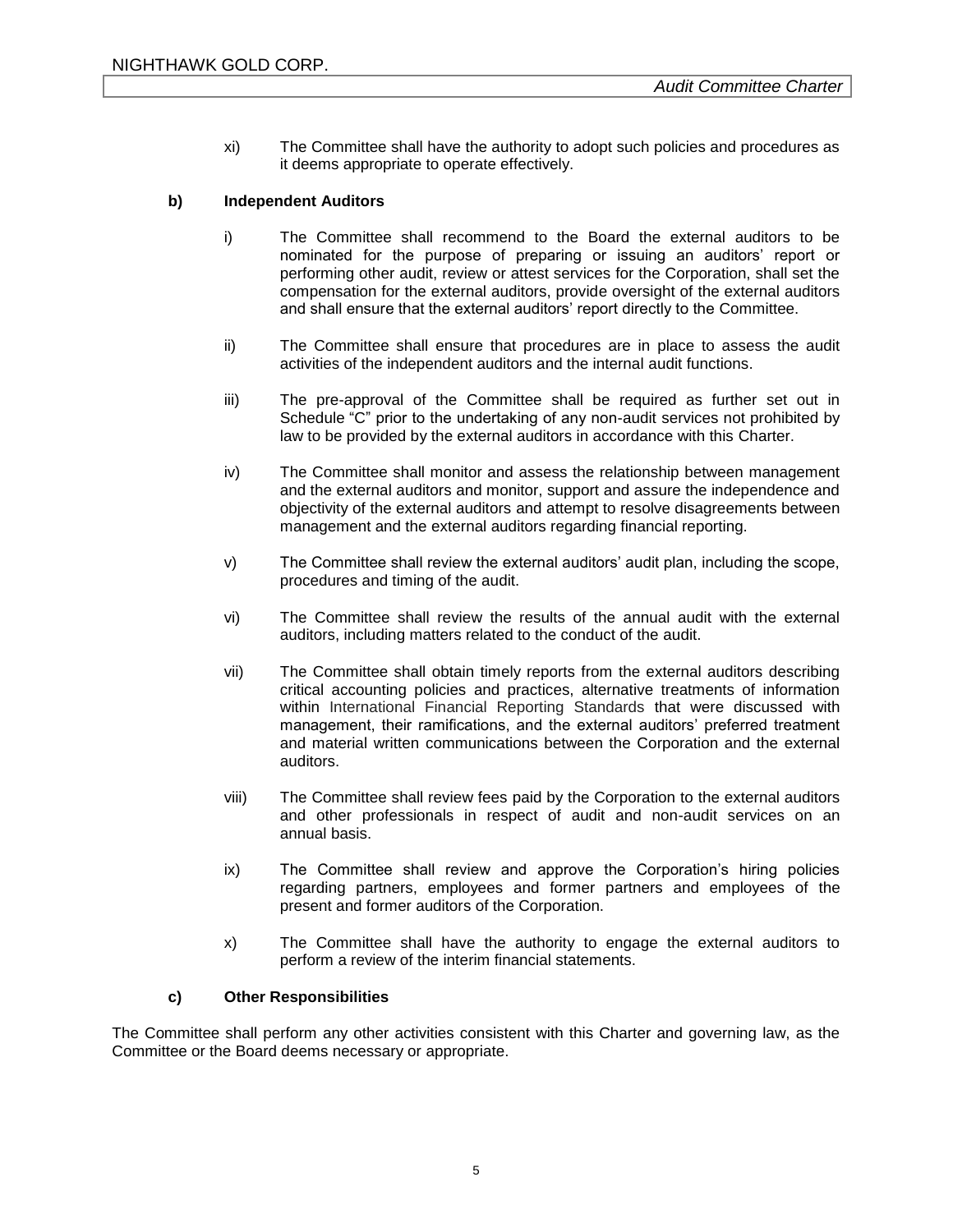xi) The Committee shall have the authority to adopt such policies and procedures as it deems appropriate to operate effectively.

**b) Independent Auditors**

i) The Committee shall recommend to the Board the external auditors to be nominated for the purpose of preparing or issuing an auditors' report or performing other audit, review or attest services for the Corporation, shall set the compensation for the external auditors, provide oversight of the external auditors and shall ensure that the external auditors' report directly to the Committee.

ii) The Committee shall ensure that procedures are in place to assess the audit activities of the independent auditors and the internal audit functions.

iii) The pre-approval of the Committee shall be required as further set out in Schedule "C" prior to the undertaking of any non-audit services not prohibited by law to be provided by the external auditors in accordance with this Charter.

iv) The Committee shall monitor and assess the relationship between management and the external auditors and monitor, support and assure the independence and objectivity of the external auditors and attempt to resolve disagreements between management and the external auditors regarding financial reporting.

v) The Committee shall review the external auditors' audit plan, including the scope, procedures and timing of the audit.

vi) The Committee shall review the results of the annual audit with the external auditors, including matters related to the conduct of the audit.

vii) The Committee shall obtain timely reports from the external auditors describing critical accounting policies and practices, alternative treatments of information within International Financial Reporting Standards that were discussed with management, their ramifications, and the external auditors' preferred treatment and material written communications between the Corporation and the external auditors.

viii) The Committee shall review fees paid by the Corporation to the external auditors and other professionals in respect of audit and non-audit services on an annual basis.

ix) The Committee shall review and approve the Corporation's hiring policies regarding partners, employees and former partners and employees of the present and former auditors of the Corporation.

x) The Committee shall have the authority to engage the external auditors to perform a review of the interim financial statements.

**c) Other Responsibilities**

The Committee shall perform any other activities consistent with this Charter and governing law, as the Committee or the Board deems necessary or appropriate.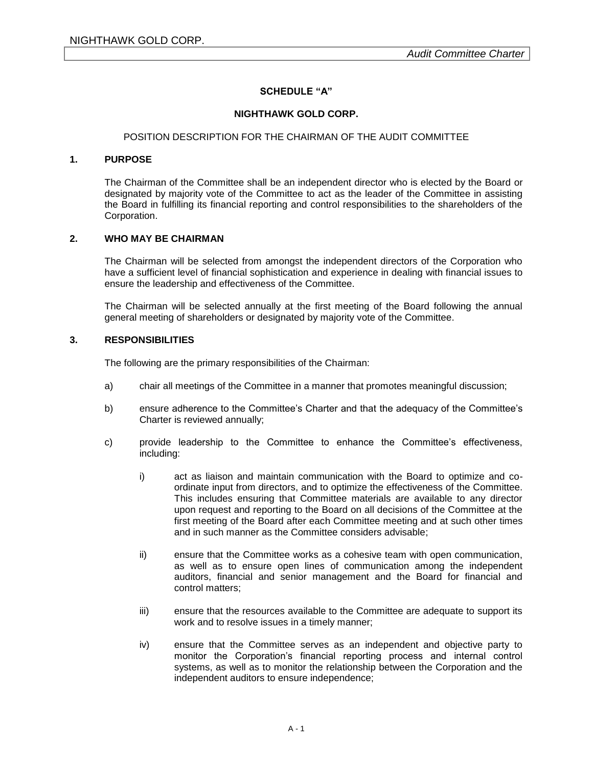## SCHEDULE "A"

## NIGHTHAWK GOLD CORP.

POSITION DESCRIPTION FOR THE CHAIRMAN OF THE AUDIT COMMITTEE

### 1. PURPOSE

The Chairman of the Committee shall be an independent director who is elected by the Board or designated by majority vote of the Committee to act as the leader of the Committee in assisting the Board in fulfilling its financial reporting and control responsibilities to the shareholders of the Corporation.

### 2. WHO MAY BE CHAIRMAN

The Chairman will be selected from amongst the independent directors of the Corporation who have a sufficient level of financial sophistication and experience in dealing with financial issues to ensure the leadership and effectiveness of the Committee.

The Chairman will be selected annually at the first meeting of the Board following the annual general meeting of shareholders or designated by majority vote of the Committee.

### 3. RESPONSIBILITIES

The following are the primary responsibilities of the Chairman:

a) chair all meetings of the Committee in a manner that promotes meaningful discussion;

b) ensure adherence to the Committee's Charter and that the adequacy of the Committee's Charter is reviewed annually;

c) provide leadership to the Committee to enhance the Committee's effectiveness, including:

   i) act as liaison and maintain communication with the Board to optimize and co-ordinate input from directors, and to optimize the effectiveness of the Committee. This includes ensuring that Committee materials are available to any director upon request and reporting to the Board on all decisions of the Committee at the first meeting of the Board after each Committee meeting and at such other times and in such manner as the Committee considers advisable;

   ii) ensure that the Committee works as a cohesive team with open communication, as well as to ensure open lines of communication among the independent auditors, financial and senior management and the Board for financial and control matters;

   iii) ensure that the resources available to the Committee are adequate to support its work and to resolve issues in a timely manner;

   iv) ensure that the Committee serves as an independent and objective party to monitor the Corporation's financial reporting process and internal control systems, as well as to monitor the relationship between the Corporation and the independent auditors to ensure independence;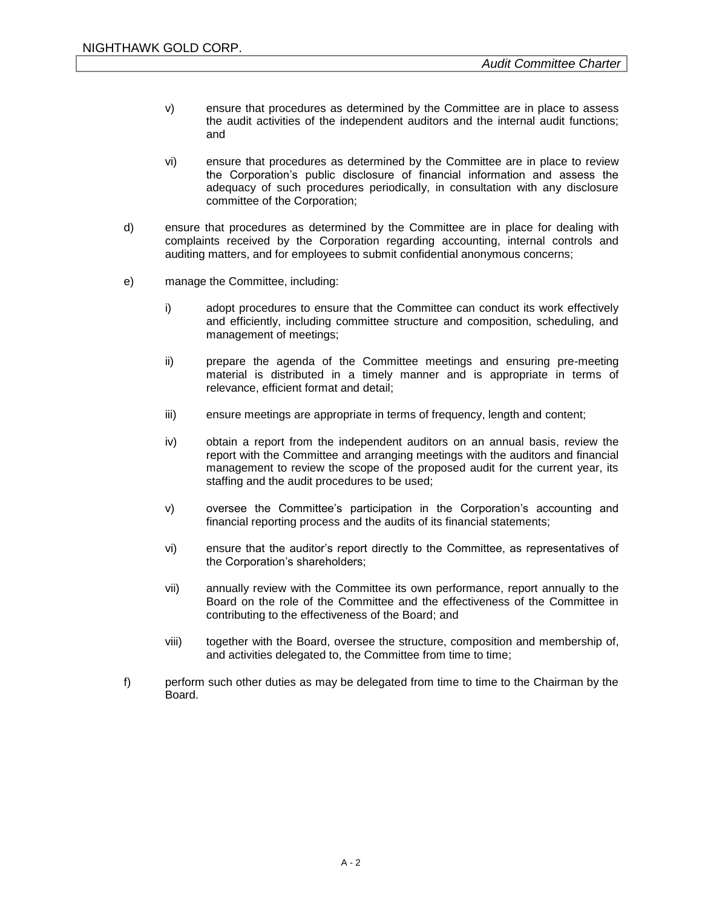v) ensure that procedures as determined by the Committee are in place to assess the audit activities of the independent auditors and the internal audit functions; and

vi) ensure that procedures as determined by the Committee are in place to review the Corporation's public disclosure of financial information and assess the adequacy of such procedures periodically, in consultation with any disclosure committee of the Corporation;

d) ensure that procedures as determined by the Committee are in place for dealing with complaints received by the Corporation regarding accounting, internal controls and auditing matters, and for employees to submit confidential anonymous concerns;

e) manage the Committee, including:

i) adopt procedures to ensure that the Committee can conduct its work effectively and efficiently, including committee structure and composition, scheduling, and management of meetings;

ii) prepare the agenda of the Committee meetings and ensuring pre-meeting material is distributed in a timely manner and is appropriate in terms of relevance, efficient format and detail;

iii) ensure meetings are appropriate in terms of frequency, length and content;

iv) obtain a report from the independent auditors on an annual basis, review the report with the Committee and arranging meetings with the auditors and financial management to review the scope of the proposed audit for the current year, its staffing and the audit procedures to be used;

v) oversee the Committee's participation in the Corporation's accounting and financial reporting process and the audits of its financial statements;

vi) ensure that the auditor's report directly to the Committee, as representatives of the Corporation's shareholders;

vii) annually review with the Committee its own performance, report annually to the Board on the role of the Committee and the effectiveness of the Committee in contributing to the effectiveness of the Board; and

viii) together with the Board, oversee the structure, composition and membership of, and activities delegated to, the Committee from time to time;

f) perform such other duties as may be delegated from time to time to the Chairman by the Board.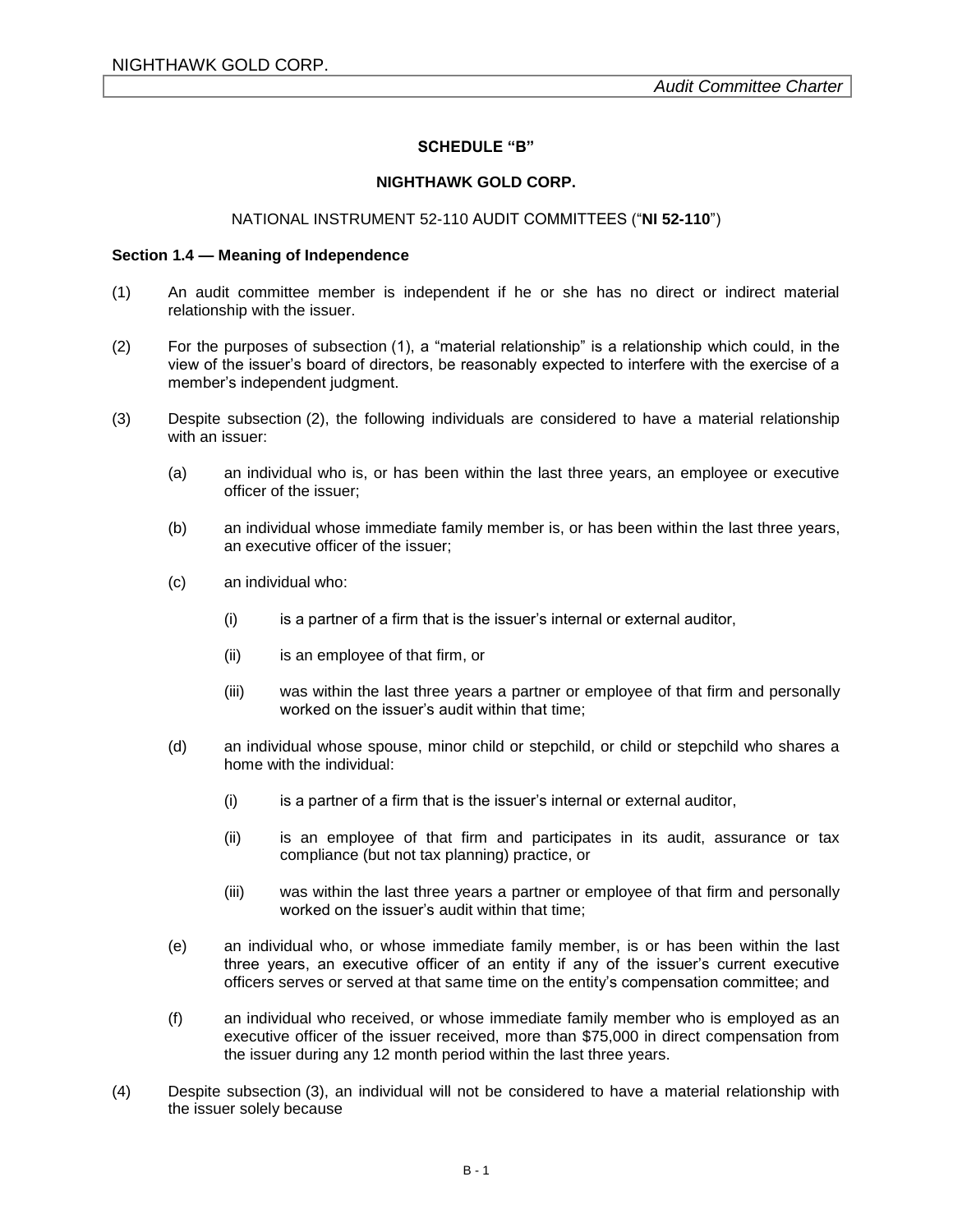**SCHEDULE "B"**

**NIGHTHAWK GOLD CORP.**

NATIONAL INSTRUMENT 52-110 AUDIT COMMITTEES ("**NI 52-110**")

**Section 1.4 — Meaning of Independence**

(1) An audit committee member is independent if he or she has no direct or indirect material relationship with the issuer.

(2) For the purposes of subsection (1), a "material relationship" is a relationship which could, in the view of the issuer's board of directors, be reasonably expected to interfere with the exercise of a member's independent judgment.

(3) Despite subsection (2), the following individuals are considered to have a material relationship with an issuer:

(a) an individual who is, or has been within the last three years, an employee or executive officer of the issuer;

(b) an individual whose immediate family member is, or has been within the last three years, an executive officer of the issuer;

(c) an individual who:

(i) is a partner of a firm that is the issuer's internal or external auditor,

(ii) is an employee of that firm, or

(iii) was within the last three years a partner or employee of that firm and personally worked on the issuer's audit within that time;

(d) an individual whose spouse, minor child or stepchild, or child or stepchild who shares a home with the individual:

(i) is a partner of a firm that is the issuer's internal or external auditor,

(ii) is an employee of that firm and participates in its audit, assurance or tax compliance (but not tax planning) practice, or

(iii) was within the last three years a partner or employee of that firm and personally worked on the issuer's audit within that time;

(e) an individual who, or whose immediate family member, is or has been within the last three years, an executive officer of an entity if any of the issuer's current executive officers serves or served at that same time on the entity's compensation committee; and

(f) an individual who received, or whose immediate family member who is employed as an executive officer of the issuer received, more than $75,000 in direct compensation from the issuer during any 12 month period within the last three years.

(4) Despite subsection (3), an individual will not be considered to have a material relationship with the issuer solely because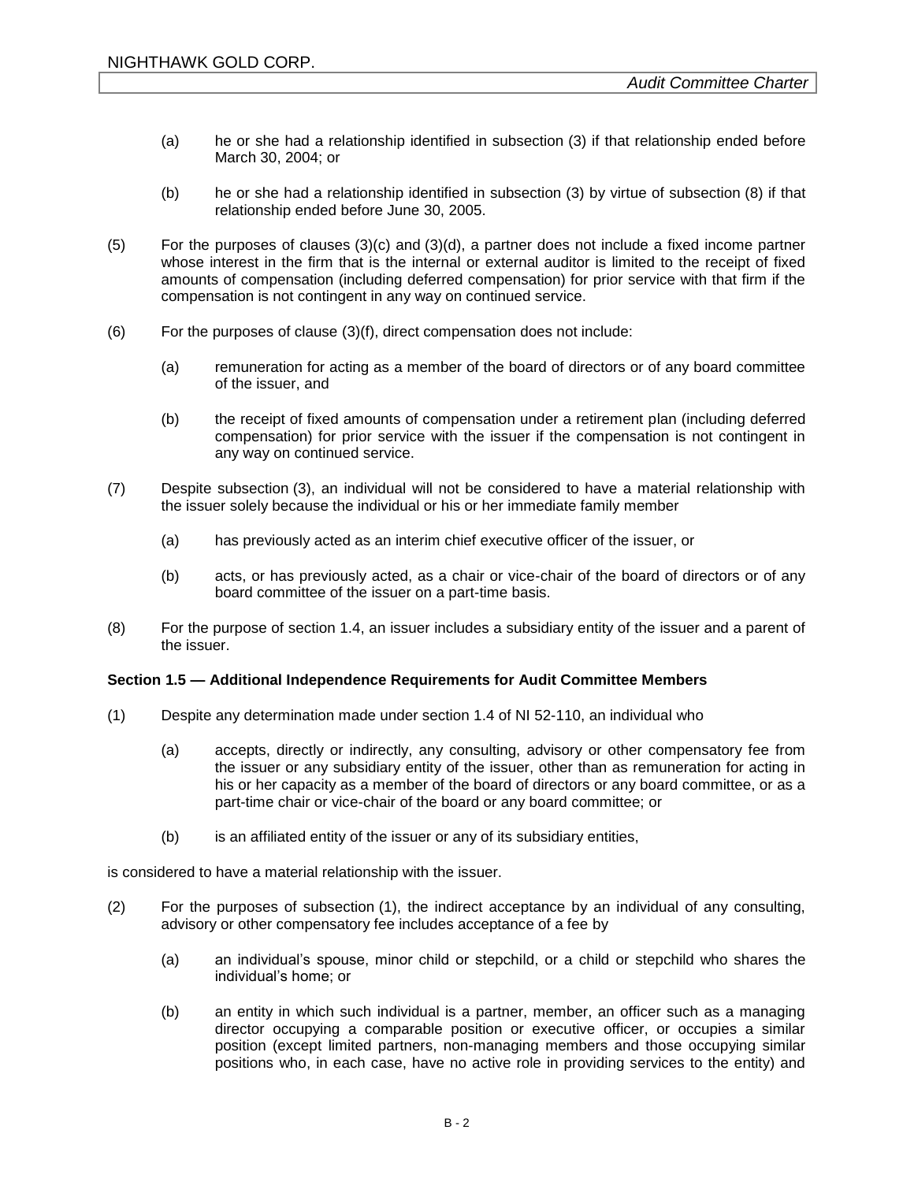(a) he or she had a relationship identified in subsection (3) if that relationship ended before March 30, 2004; or

(b) he or she had a relationship identified in subsection (3) by virtue of subsection (8) if that relationship ended before June 30, 2005.

(5) For the purposes of clauses (3)(c) and (3)(d), a partner does not include a fixed income partner whose interest in the firm that is the internal or external auditor is limited to the receipt of fixed amounts of compensation (including deferred compensation) for prior service with that firm if the compensation is not contingent in any way on continued service.

(6) For the purposes of clause (3)(f), direct compensation does not include:

(a) remuneration for acting as a member of the board of directors or of any board committee of the issuer, and

(b) the receipt of fixed amounts of compensation under a retirement plan (including deferred compensation) for prior service with the issuer if the compensation is not contingent in any way on continued service.

(7) Despite subsection (3), an individual will not be considered to have a material relationship with the issuer solely because the individual or his or her immediate family member

(a) has previously acted as an interim chief executive officer of the issuer, or

(b) acts, or has previously acted, as a chair or vice-chair of the board of directors or of any board committee of the issuer on a part-time basis.

(8) For the purpose of section 1.4, an issuer includes a subsidiary entity of the issuer and a parent of the issuer.

**Section 1.5 — Additional Independence Requirements for Audit Committee Members**

(1) Despite any determination made under section 1.4 of NI 52-110, an individual who

(a) accepts, directly or indirectly, any consulting, advisory or other compensatory fee from the issuer or any subsidiary entity of the issuer, other than as remuneration for acting in his or her capacity as a member of the board of directors or any board committee, or as a part-time chair or vice-chair of the board or any board committee; or

(b) is an affiliated entity of the issuer or any of its subsidiary entities,

is considered to have a material relationship with the issuer.

(2) For the purposes of subsection (1), the indirect acceptance by an individual of any consulting, advisory or other compensatory fee includes acceptance of a fee by

(a) an individual's spouse, minor child or stepchild, or a child or stepchild who shares the individual's home; or

(b) an entity in which such individual is a partner, member, an officer such as a managing director occupying a comparable position or executive officer, or occupies a similar position (except limited partners, non-managing members and those occupying similar positions who, in each case, have no active role in providing services to the entity) and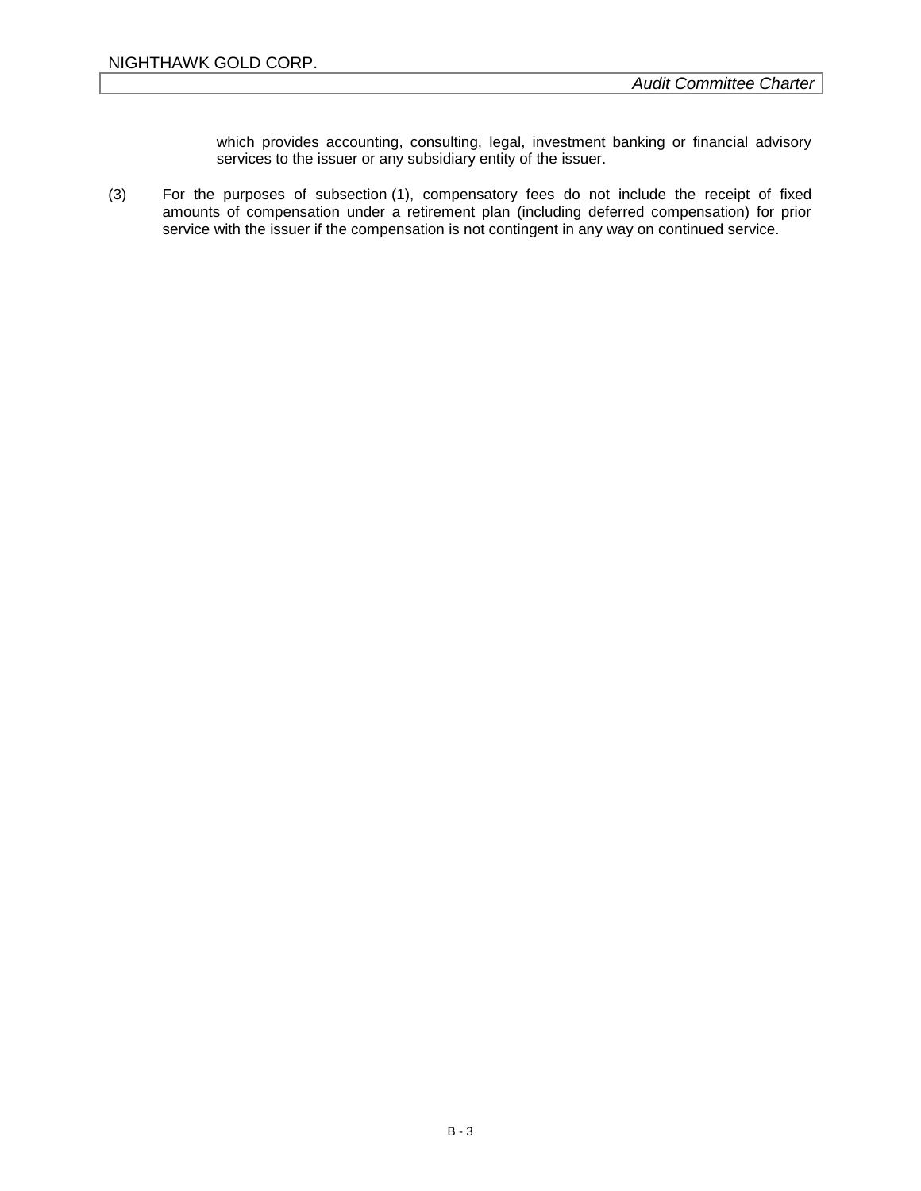which provides accounting, consulting, legal, investment banking or financial advisory services to the issuer or any subsidiary entity of the issuer.

(3) For the purposes of subsection (1), compensatory fees do not include the receipt of fixed amounts of compensation under a retirement plan (including deferred compensation) for prior service with the issuer if the compensation is not contingent in any way on continued service.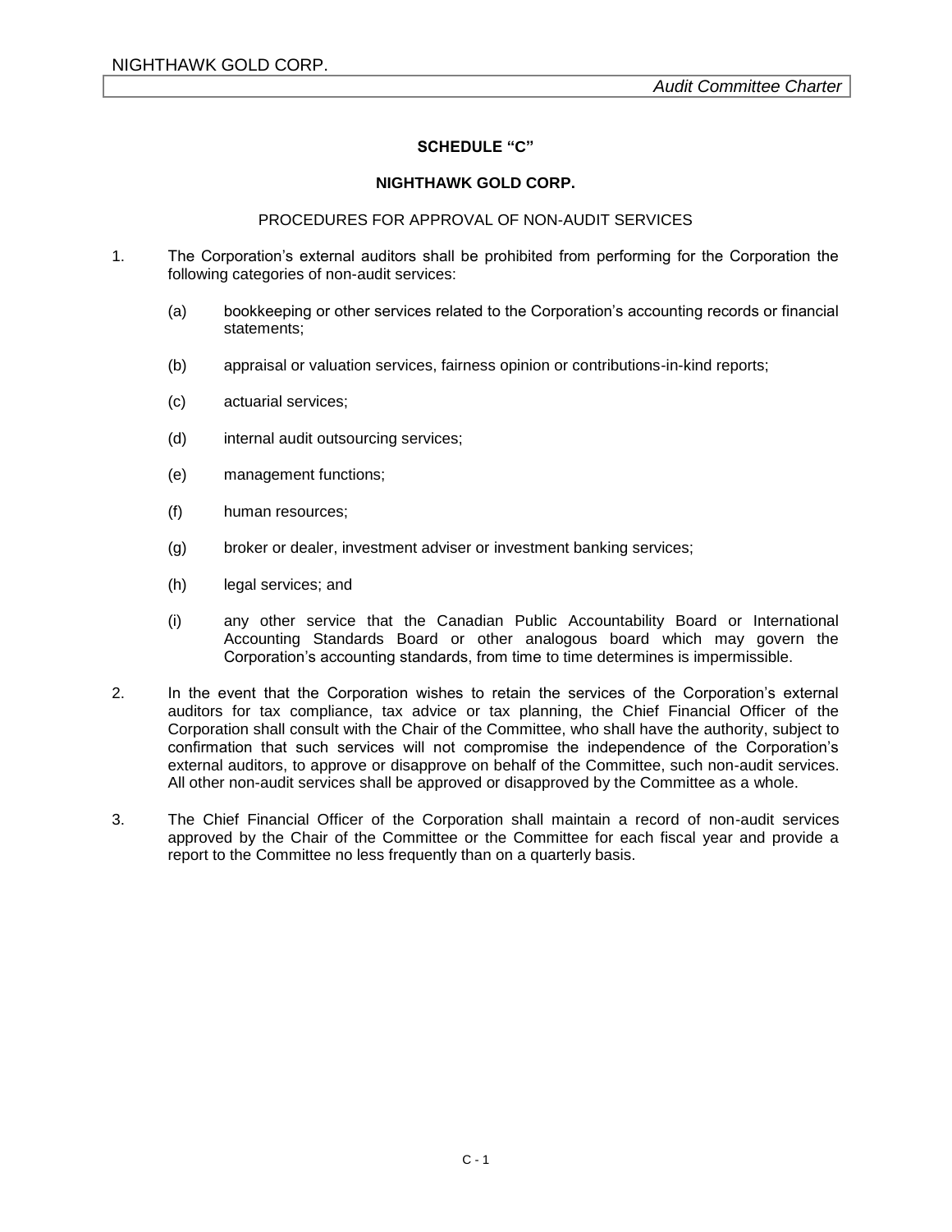**SCHEDULE "C"**

**NIGHTHAWK GOLD CORP.**

PROCEDURES FOR APPROVAL OF NON-AUDIT SERVICES

1. The Corporation's external auditors shall be prohibited from performing for the Corporation the following categories of non-audit services:

   (a) bookkeeping or other services related to the Corporation's accounting records or financial statements;

   (b) appraisal or valuation services, fairness opinion or contributions-in-kind reports;

   (c) actuarial services;

   (d) internal audit outsourcing services;

   (e) management functions;

   (f) human resources;

   (g) broker or dealer, investment adviser or investment banking services;

   (h) legal services; and

   (i) any other service that the Canadian Public Accountability Board or International Accounting Standards Board or other analogous board which may govern the Corporation's accounting standards, from time to time determines is impermissible.

2. In the event that the Corporation wishes to retain the services of the Corporation's external auditors for tax compliance, tax advice or tax planning, the Chief Financial Officer of the Corporation shall consult with the Chair of the Committee, who shall have the authority, subject to confirmation that such services will not compromise the independence of the Corporation's external auditors, to approve or disapprove on behalf of the Committee, such non-audit services. All other non-audit services shall be approved or disapproved by the Committee as a whole.

3. The Chief Financial Officer of the Corporation shall maintain a record of non-audit services approved by the Chair of the Committee or the Committee for each fiscal year and provide a report to the Committee no less frequently than on a quarterly basis.